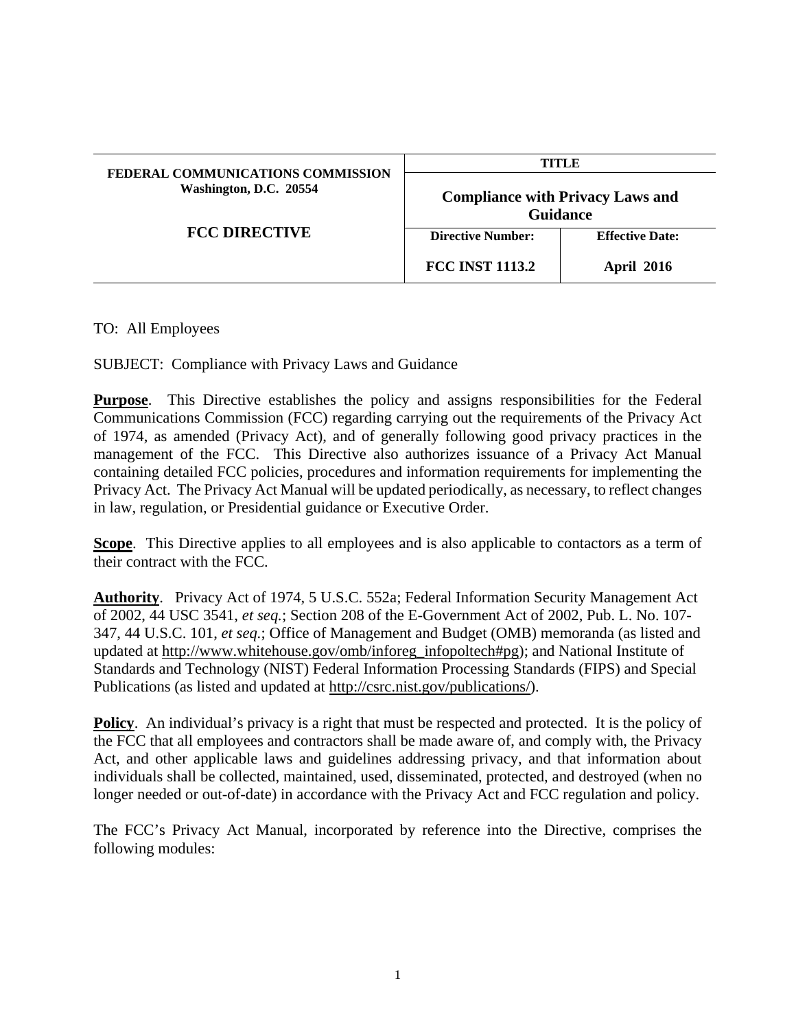| FEDERAL COMMUNICATIONS COMMISSION<br>Washington, D.C. 20554<br><br>**FCC DIRECTIVE** | **TITLE**<br><br>**Compliance with Privacy Laws and Guidance** | |
|---|---|---|
| | **Directive Number:** | **Effective Date:** |
| | **FCC INST 1113.2** | **April 2016** |

TO: All Employees

SUBJECT: Compliance with Privacy Laws and Guidance

**Purpose**. This Directive establishes the policy and assigns responsibilities for the Federal Communications Commission (FCC) regarding carrying out the requirements of the Privacy Act of 1974, as amended (Privacy Act), and of generally following good privacy practices in the management of the FCC. This Directive also authorizes issuance of a Privacy Act Manual containing detailed FCC policies, procedures and information requirements for implementing the Privacy Act. The Privacy Act Manual will be updated periodically, as necessary, to reflect changes in law, regulation, or Presidential guidance or Executive Order.

**Scope**. This Directive applies to all employees and is also applicable to contactors as a term of their contract with the FCC.

**Authority**. Privacy Act of 1974, 5 U.S.C. 552a; Federal Information Security Management Act of 2002, 44 USC 3541, *et seq.*; Section 208 of the E-Government Act of 2002, Pub. L. No. 107-347, 44 U.S.C. 101, *et seq.*; Office of Management and Budget (OMB) memoranda (as listed and updated at http://www.whitehouse.gov/omb/inforeg_infopoltech#pg); and National Institute of Standards and Technology (NIST) Federal Information Processing Standards (FIPS) and Special Publications (as listed and updated at http://csrc.nist.gov/publications/).

**Policy**. An individual's privacy is a right that must be respected and protected. It is the policy of the FCC that all employees and contractors shall be made aware of, and comply with, the Privacy Act, and other applicable laws and guidelines addressing privacy, and that information about individuals shall be collected, maintained, used, disseminated, protected, and destroyed (when no longer needed or out-of-date) in accordance with the Privacy Act and FCC regulation and policy.

The FCC's Privacy Act Manual, incorporated by reference into the Directive, comprises the following modules: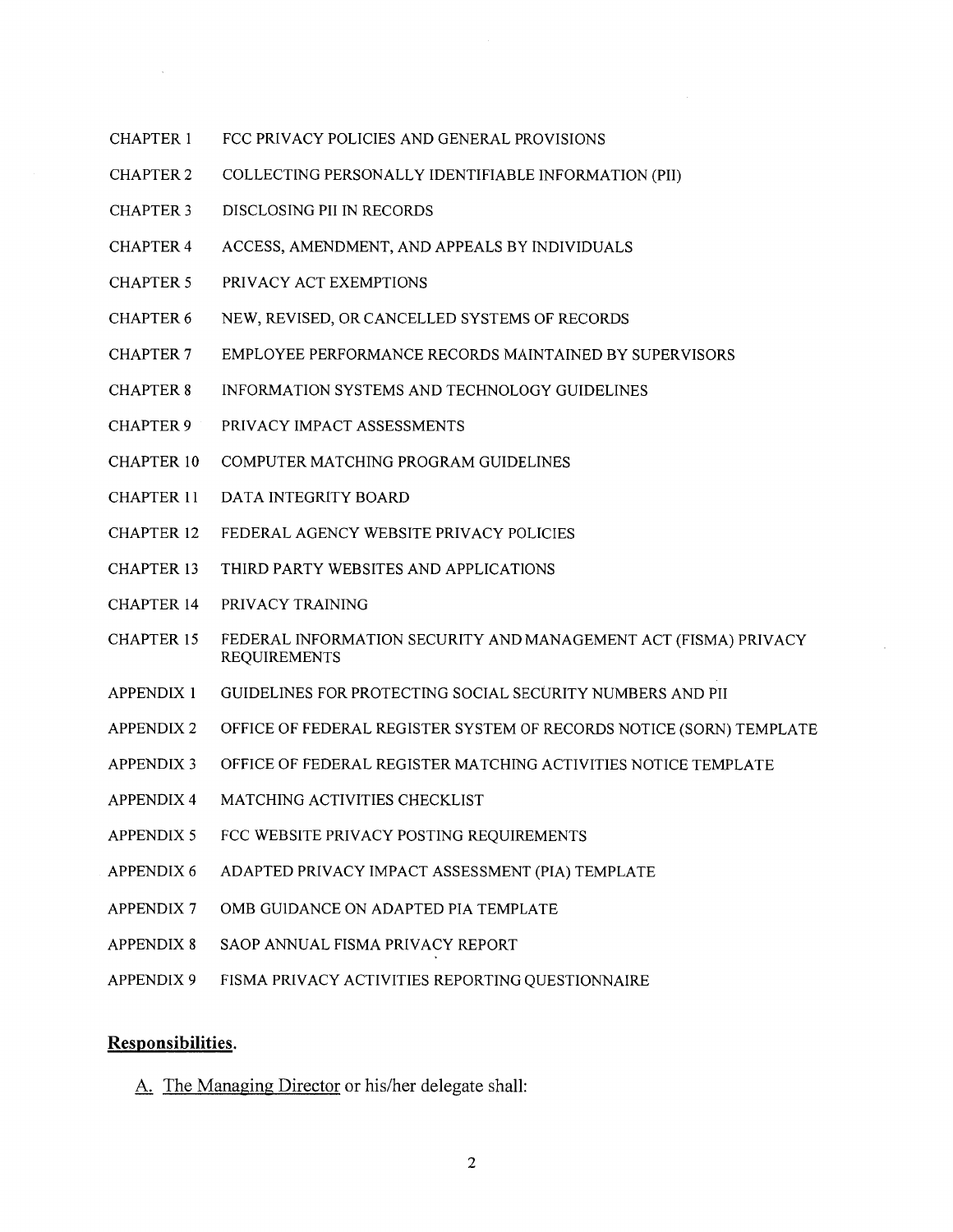| | |
|---|---|
| CHAPTER 1 | FCC PRIVACY POLICIES AND GENERAL PROVISIONS |
| CHAPTER 2 | COLLECTING PERSONALLY IDENTIFIABLE INFORMATION (PII) |
| CHAPTER 3 | DISCLOSING PII IN RECORDS |
| CHAPTER 4 | ACCESS, AMENDMENT, AND APPEALS BY INDIVIDUALS |
| CHAPTER 5 | PRIVACY ACT EXEMPTIONS |
| CHAPTER 6 | NEW, REVISED, OR CANCELLED SYSTEMS OF RECORDS |
| CHAPTER 7 | EMPLOYEE PERFORMANCE RECORDS MAINTAINED BY SUPERVISORS |
| CHAPTER 8 | INFORMATION SYSTEMS AND TECHNOLOGY GUIDELINES |
| CHAPTER 9 | PRIVACY IMPACT ASSESSMENTS |
| CHAPTER 10 | COMPUTER MATCHING PROGRAM GUIDELINES |
| CHAPTER 11 | DATA INTEGRITY BOARD |
| CHAPTER 12 | FEDERAL AGENCY WEBSITE PRIVACY POLICIES |
| CHAPTER 13 | THIRD PARTY WEBSITES AND APPLICATIONS |
| CHAPTER 14 | PRIVACY TRAINING |
| CHAPTER 15 | FEDERAL INFORMATION SECURITY AND MANAGEMENT ACT (FISMA) PRIVACY REQUIREMENTS |
| APPENDIX 1 | GUIDELINES FOR PROTECTING SOCIAL SECURITY NUMBERS AND PII |
| APPENDIX 2 | OFFICE OF FEDERAL REGISTER SYSTEM OF RECORDS NOTICE (SORN) TEMPLATE |
| APPENDIX 3 | OFFICE OF FEDERAL REGISTER MATCHING ACTIVITIES NOTICE TEMPLATE |
| APPENDIX 4 | MATCHING ACTIVITIES CHECKLIST |
| APPENDIX 5 | FCC WEBSITE PRIVACY POSTING REQUIREMENTS |
| APPENDIX 6 | ADAPTED PRIVACY IMPACT ASSESSMENT (PIA) TEMPLATE |
| APPENDIX 7 | OMB GUIDANCE ON ADAPTED PIA TEMPLATE |
| APPENDIX 8 | SAOP ANNUAL FISMA PRIVACY REPORT |
| APPENDIX 9 | FISMA PRIVACY ACTIVITIES REPORTING QUESTIONNAIRE |

**Responsibilities.**

A. The Managing Director or his/her delegate shall: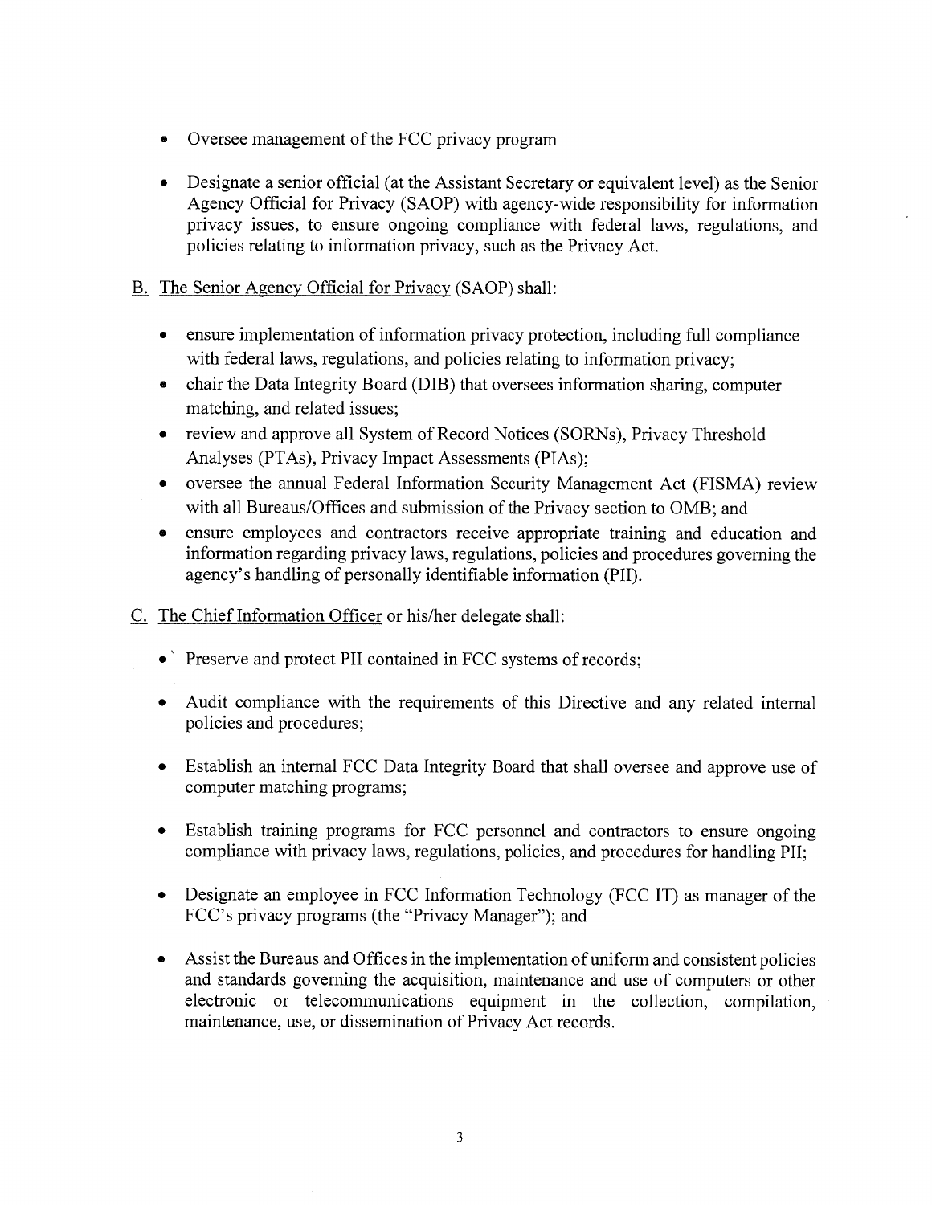- Oversee management of the FCC privacy program

- Designate a senior official (at the Assistant Secretary or equivalent level) as the Senior Agency Official for Privacy (SAOP) with agency-wide responsibility for information privacy issues, to ensure ongoing compliance with federal laws, regulations, and policies relating to information privacy, such as the Privacy Act.

B. The Senior Agency Official for Privacy (SAOP) shall:

- ensure implementation of information privacy protection, including full compliance with federal laws, regulations, and policies relating to information privacy;
- chair the Data Integrity Board (DIB) that oversees information sharing, computer matching, and related issues;
- review and approve all System of Record Notices (SORNs), Privacy Threshold Analyses (PTAs), Privacy Impact Assessments (PIAs);
- oversee the annual Federal Information Security Management Act (FISMA) review with all Bureaus/Offices and submission of the Privacy section to OMB; and
- ensure employees and contractors receive appropriate training and education and information regarding privacy laws, regulations, policies and procedures governing the agency's handling of personally identifiable information (PII).

C. The Chief Information Officer or his/her delegate shall:

- Preserve and protect PII contained in FCC systems of records;

- Audit compliance with the requirements of this Directive and any related internal policies and procedures;

- Establish an internal FCC Data Integrity Board that shall oversee and approve use of computer matching programs;

- Establish training programs for FCC personnel and contractors to ensure ongoing compliance with privacy laws, regulations, policies, and procedures for handling PII;

- Designate an employee in FCC Information Technology (FCC IT) as manager of the FCC's privacy programs (the "Privacy Manager"); and

- Assist the Bureaus and Offices in the implementation of uniform and consistent policies and standards governing the acquisition, maintenance and use of computers or other electronic or telecommunications equipment in the collection, compilation, maintenance, use, or dissemination of Privacy Act records.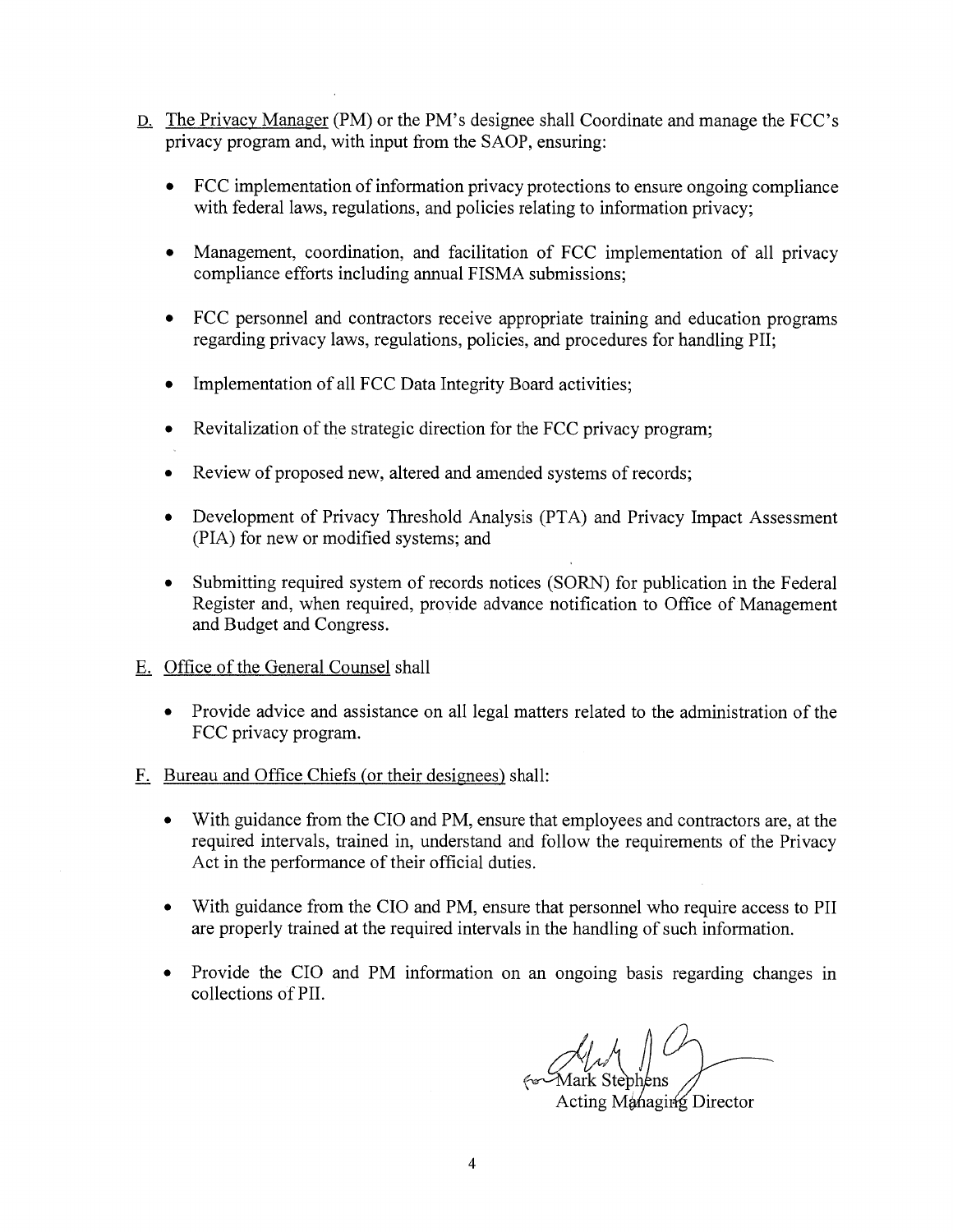D. The Privacy Manager (PM) or the PM's designee shall Coordinate and manage the FCC's privacy program and, with input from the SAOP, ensuring:

- FCC implementation of information privacy protections to ensure ongoing compliance with federal laws, regulations, and policies relating to information privacy;
- Management, coordination, and facilitation of FCC implementation of all privacy compliance efforts including annual FISMA submissions;
- FCC personnel and contractors receive appropriate training and education programs regarding privacy laws, regulations, policies, and procedures for handling PII;
- Implementation of all FCC Data Integrity Board activities;
- Revitalization of the strategic direction for the FCC privacy program;
- Review of proposed new, altered and amended systems of records;
- Development of Privacy Threshold Analysis (PTA) and Privacy Impact Assessment (PIA) for new or modified systems; and
- Submitting required system of records notices (SORN) for publication in the Federal Register and, when required, provide advance notification to Office of Management and Budget and Congress.

E. Office of the General Counsel shall

- Provide advice and assistance on all legal matters related to the administration of the FCC privacy program.

F. Bureau and Office Chiefs (or their designees) shall:

- With guidance from the CIO and PM, ensure that employees and contractors are, at the required intervals, trained in, understand and follow the requirements of the Privacy Act in the performance of their official duties.
- With guidance from the CIO and PM, ensure that personnel who require access to PII are properly trained at the required intervals in the handling of such information.
- Provide the CIO and PM information on an ongoing basis regarding changes in collections of PII.

for Mark Stephens
Acting Managing Director